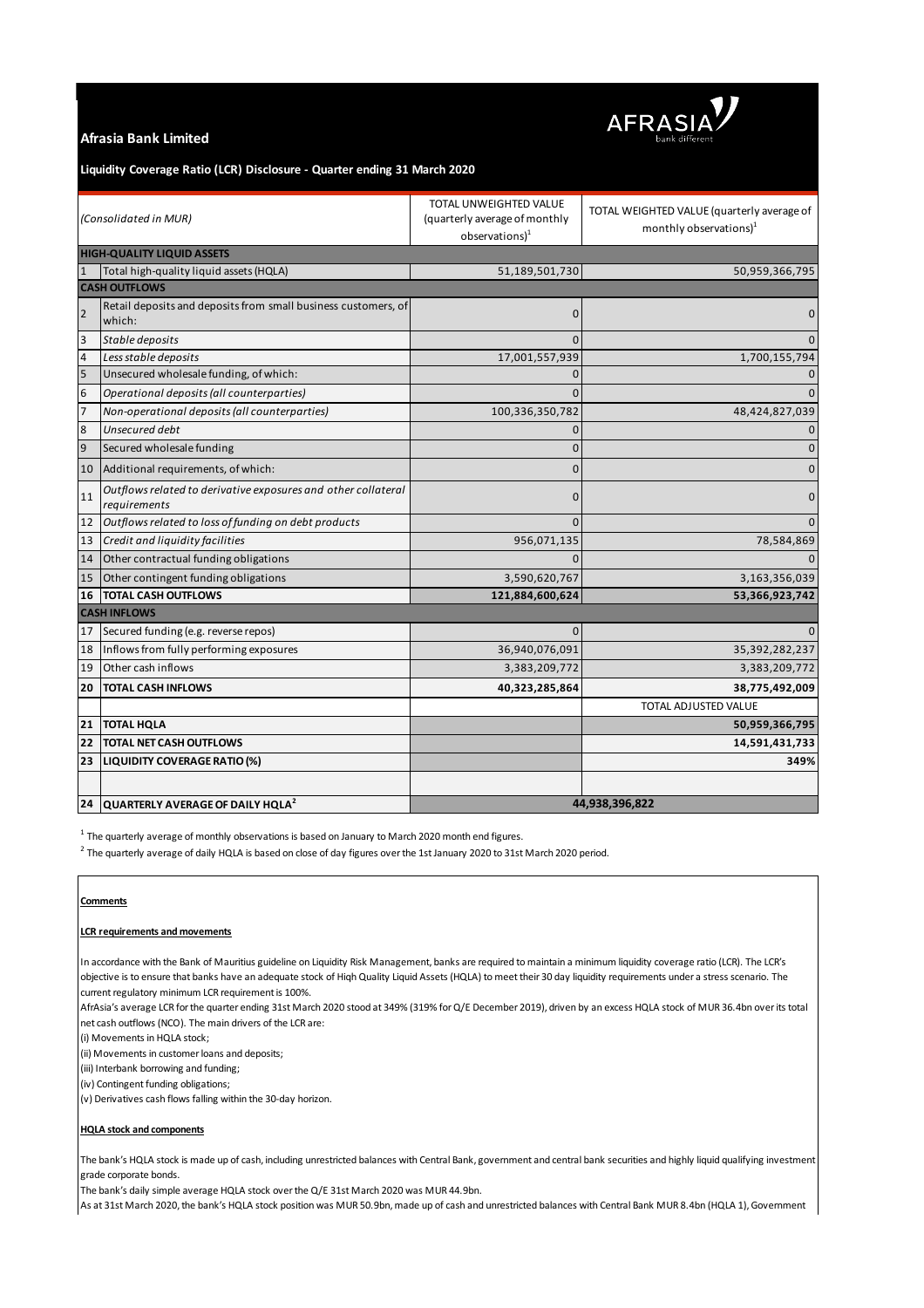**Afrasia Bank Limited**

**Liquidity Coverage Ratio (LCR) Disclosure - Quarter ending 31 March 2020**

| | *(Consolidated in MUR)* | TOTAL UNWEIGHTED VALUE (quarterly average of monthly observations)[1] | TOTAL WEIGHTED VALUE (quarterly average of monthly observations)[1] |
|---|---|---|---|
| | **HIGH-QUALITY LIQUID ASSETS** | | |
| 1 | Total high-quality liquid assets (HQLA) | 51,189,501,730 | 50,959,366,795 |
| | **CASH OUTFLOWS** | | |
| 2 | Retail deposits and deposits from small business customers, of which: | 0 | 0 |
| 3 | *Stable deposits* | 0 | 0 |
| 4 | *Less stable deposits* | 17,001,557,939 | 1,700,155,794 |
| 5 | Unsecured wholesale funding, of which: | 0 | 0 |
| 6 | *Operational deposits (all counterparties)* | 0 | 0 |
| 7 | *Non-operational deposits (all counterparties)* | 100,336,350,782 | 48,424,827,039 |
| 8 | *Unsecured debt* | 0 | 0 |
| 9 | Secured wholesale funding | 0 | 0 |
| 10 | Additional requirements, of which: | 0 | 0 |
| 11 | *Outflows related to derivative exposures and other collateral requirements* | 0 | 0 |
| 12 | *Outflows related to loss of funding on debt products* | 0 | 0 |
| 13 | *Credit and liquidity facilities* | 956,071,135 | 78,584,869 |
| 14 | Other contractual funding obligations | 0 | 0 |
| 15 | Other contingent funding obligations | 3,590,620,767 | 3,163,356,039 |
| **16** | **TOTAL CASH OUTFLOWS** | **121,884,600,624** | **53,366,923,742** |
| | **CASH INFLOWS** | | |
| 17 | Secured funding (e.g. reverse repos) | 0 | 0 |
| 18 | Inflows from fully performing exposures | 36,940,076,091 | 35,392,282,237 |
| 19 | Other cash inflows | 3,383,209,772 | 3,383,209,772 |
| **20** | **TOTAL CASH INFLOWS** | **40,323,285,864** | **38,775,492,009** |
| | | | TOTAL ADJUSTED VALUE |
| **21** | **TOTAL HQLA** | | **50,959,366,795** |
| **22** | **TOTAL NET CASH OUTFLOWS** | | **14,591,431,733** |
| **23** | **LIQUIDITY COVERAGE RATIO (%)** | | **349%** |
| | | | |
| **24** | **QUARTERLY AVERAGE OF DAILY HQLA[2]** | **44,938,396,822** | |

[1] The quarterly average of monthly observations is based on January to March 2020 month end figures.

[2] The quarterly average of daily HQLA is based on close of day figures over the 1st January 2020 to 31st March 2020 period.

**Comments**

**LCR requirements and movements**

In accordance with the Bank of Mauritius guideline on Liquidity Risk Management, banks are required to maintain a minimum liquidity coverage ratio (LCR). The LCR's objective is to ensure that banks have an adequate stock of Hiqh Quality Liquid Assets (HQLA) to meet their 30 day liquidity requirements under a stress scenario. The current regulatory minimum LCR requirement is 100%.

AfrAsia's average LCR for the quarter ending 31st March 2020 stood at 349% (319% for Q/E December 2019), driven by an excess HQLA stock of MUR 36.4bn over its total net cash outflows (NCO). The main drivers of the LCR are:

(i) Movements in HQLA stock;

(ii) Movements in customer loans and deposits;

(iii) Interbank borrowing and funding;

(iv) Contingent funding obligations;

(v) Derivatives cash flows falling within the 30-day horizon.

**HQLA stock and components**

The bank's HQLA stock is made up of cash, including unrestricted balances with Central Bank, government and central bank securities and highly liquid qualifying investment grade corporate bonds.

The bank's daily simple average HQLA stock over the Q/E 31st March 2020 was MUR 44.9bn.

As at 31st March 2020, the bank's HQLA stock position was MUR 50.9bn, made up of cash and unrestricted balances with Central Bank MUR 8.4bn (HQLA 1), Government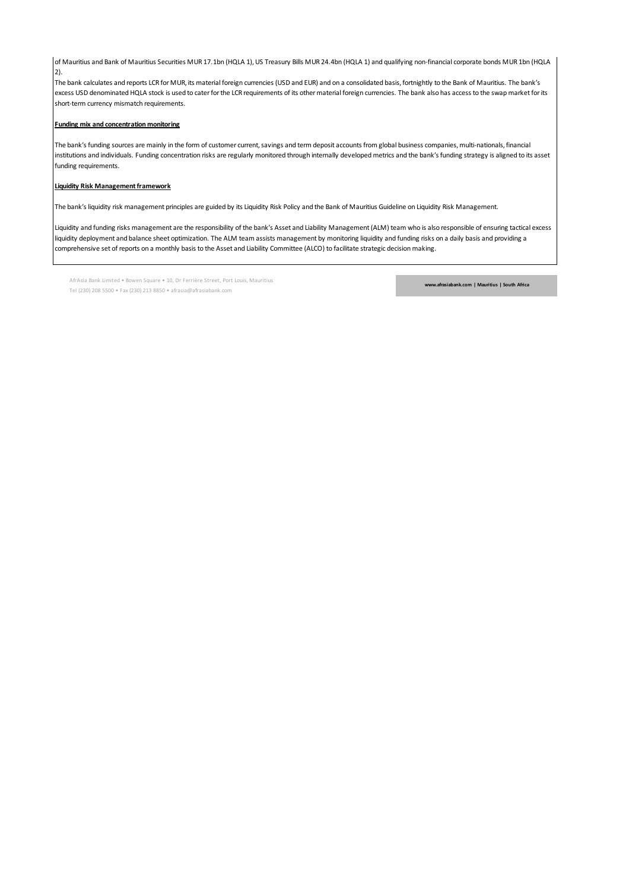of Mauritius and Bank of Mauritius Securities MUR 17.1bn (HQLA 1), US Treasury Bills MUR 24.4bn (HQLA 1) and qualifying non-financial corporate bonds MUR 1bn (HQLA 2).

The bank calculates and reports LCR for MUR, its material foreign currencies (USD and EUR) and on a consolidated basis, fortnightly to the Bank of Mauritius. The bank's excess USD denominated HQLA stock is used to cater for the LCR requirements of its other material foreign currencies. The bank also has access to the swap market for its short-term currency mismatch requirements.

**Funding mix and concentration monitoring**

The bank's funding sources are mainly in the form of customer current, savings and term deposit accounts from global business companies, multi-nationals, financial institutions and individuals. Funding concentration risks are regularly monitored through internally developed metrics and the bank's funding strategy is aligned to its asset funding requirements.

**Liquidity Risk Management framework**

The bank's liquidity risk management principles are guided by its Liquidity Risk Policy and the Bank of Mauritius Guideline on Liquidity Risk Management.

Liquidity and funding risks management are the responsibility of the bank's Asset and Liability Management (ALM) team who is also responsible of ensuring tactical excess liquidity deployment and balance sheet optimization. The ALM team assists management by monitoring liquidity and funding risks on a daily basis and providing a comprehensive set of reports on a monthly basis to the Asset and Liability Committee (ALCO) to facilitate strategic decision making.